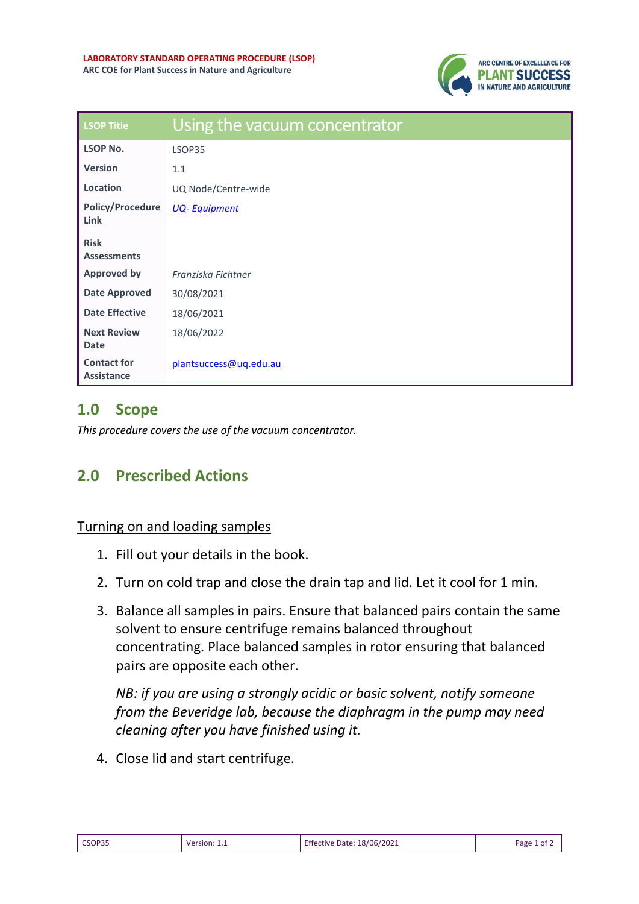**LABORATORY STANDARD OPERATING PROCEDURE (LSOP)**
**ARC COE for Plant Success in Nature and Agriculture**

| LSOP Title | Using the vacuum concentrator |
|---|---|
| **LSOP No.** | LSOP35 |
| **Version** | 1.1 |
| **Location** | UQ Node/Centre-wide |
| **Policy/Procedure Link** | *UQ- Equipment* |
| **Risk Assessments** | |
| **Approved by** | *Franziska Fichtner* |
| **Date Approved** | 30/08/2021 |
| **Date Effective** | 18/06/2021 |
| **Next Review Date** | 18/06/2022 |
| **Contact for Assistance** | plantsuccess@uq.edu.au |

## 1.0 Scope

*This procedure covers the use of the vacuum concentrator.*

## 2.0 Prescribed Actions

### Turning on and loading samples

1. Fill out your details in the book.
2. Turn on cold trap and close the drain tap and lid. Let it cool for 1 min.
3. Balance all samples in pairs. Ensure that balanced pairs contain the same solvent to ensure centrifuge remains balanced throughout concentrating. Place balanced samples in rotor ensuring that balanced pairs are opposite each other.

   *NB: if you are using a strongly acidic or basic solvent, notify someone from the Beveridge lab, because the diaphragm in the pump may need cleaning after you have finished using it.*

4. Close lid and start centrifuge.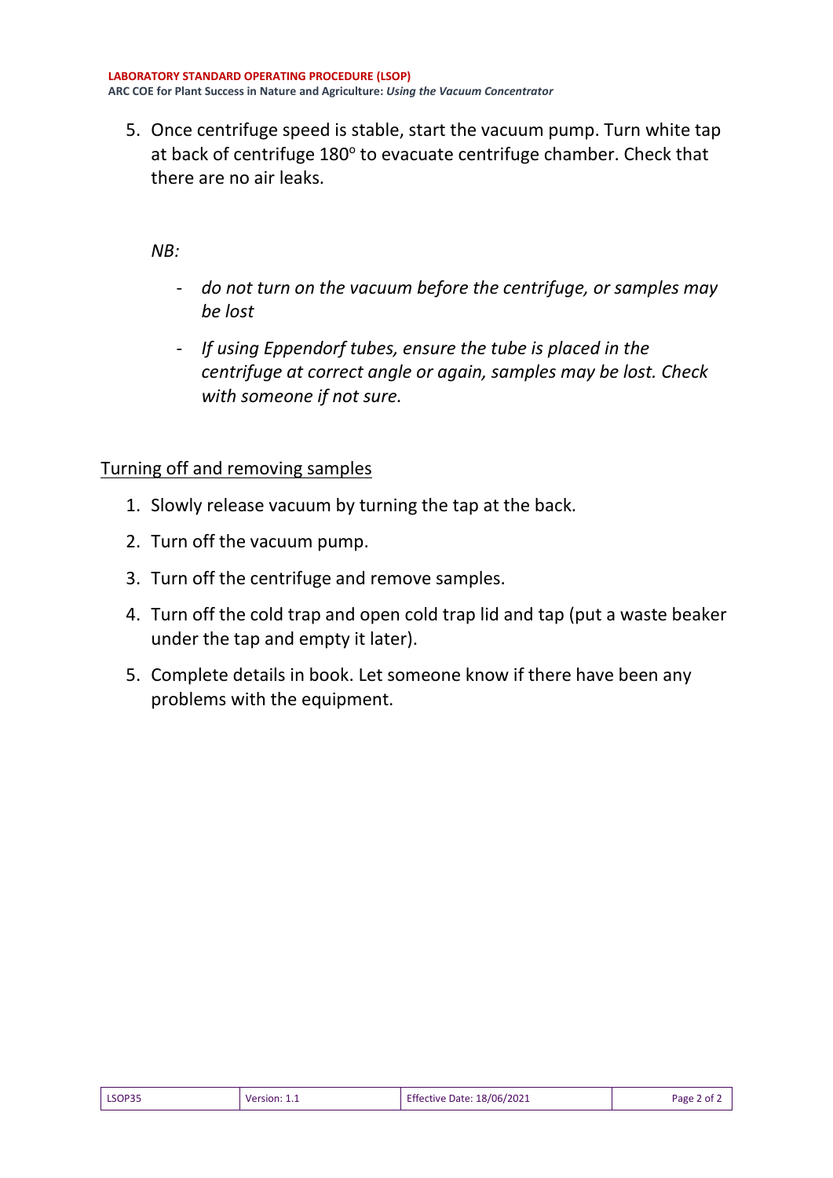5. Once centrifuge speed is stable, start the vacuum pump. Turn white tap at back of centrifuge 180° to evacuate centrifuge chamber. Check that there are no air leaks.

   *NB:*

   - *do not turn on the vacuum before the centrifuge, or samples may be lost*
   - *If using Eppendorf tubes, ensure the tube is placed in the centrifuge at correct angle or again, samples may be lost. Check with someone if not sure.*

<u>Turning off and removing samples</u>

1. Slowly release vacuum by turning the tap at the back.
2. Turn off the vacuum pump.
3. Turn off the centrifuge and remove samples.
4. Turn off the cold trap and open cold trap lid and tap (put a waste beaker under the tap and empty it later).
5. Complete details in book. Let someone know if there have been any problems with the equipment.